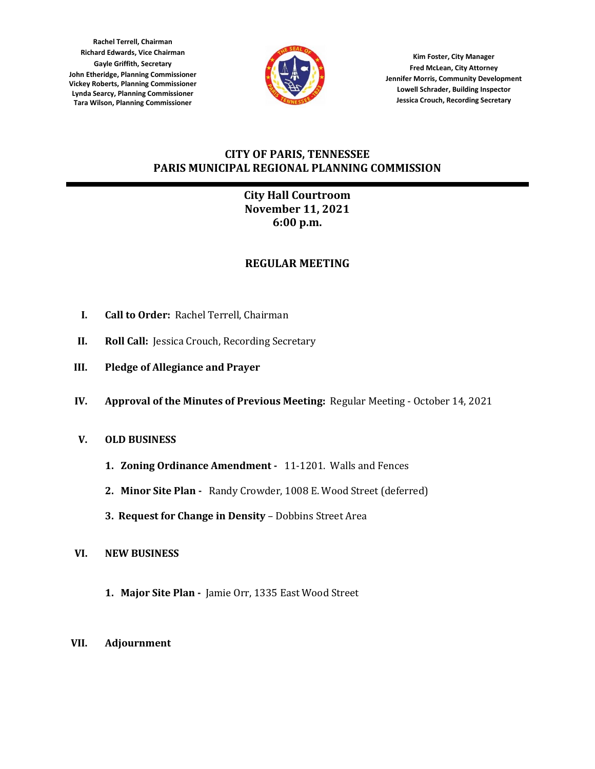**Rachel Terrell, Chairman**
**Richard Edwards, Vice Chairman**
**Gayle Griffith, Secretary**
**John Etheridge, Planning Commissioner**
**Vickey Roberts, Planning Commissioner**
**Lynda Searcy, Planning Commissioner**
**Tara Wilson, Planning Commissioner**

**Kim Foster, City Manager**
**Fred McLean, City Attorney**
**Jennifer Morris, Community Development**
**Lowell Schrader, Building Inspector**
**Jessica Crouch, Recording Secretary**

# CITY OF PARIS, TENNESSEE
# PARIS MUNICIPAL REGIONAL PLANNING COMMISSION

**City Hall Courtroom**
**November 11, 2021**
**6:00 p.m.**

## REGULAR MEETING

I. **Call to Order:** Rachel Terrell, Chairman

II. **Roll Call:** Jessica Crouch, Recording Secretary

III. **Pledge of Allegiance and Prayer**

IV. **Approval of the Minutes of Previous Meeting:** Regular Meeting - October 14, 2021

V. **OLD BUSINESS**

1. **Zoning Ordinance Amendment -** 11-1201. Walls and Fences
2. **Minor Site Plan -** Randy Crowder, 1008 E. Wood Street (deferred)
3. **Request for Change in Density** – Dobbins Street Area

VI. **NEW BUSINESS**

1. **Major Site Plan -** Jamie Orr, 1335 East Wood Street

VII. **Adjournment**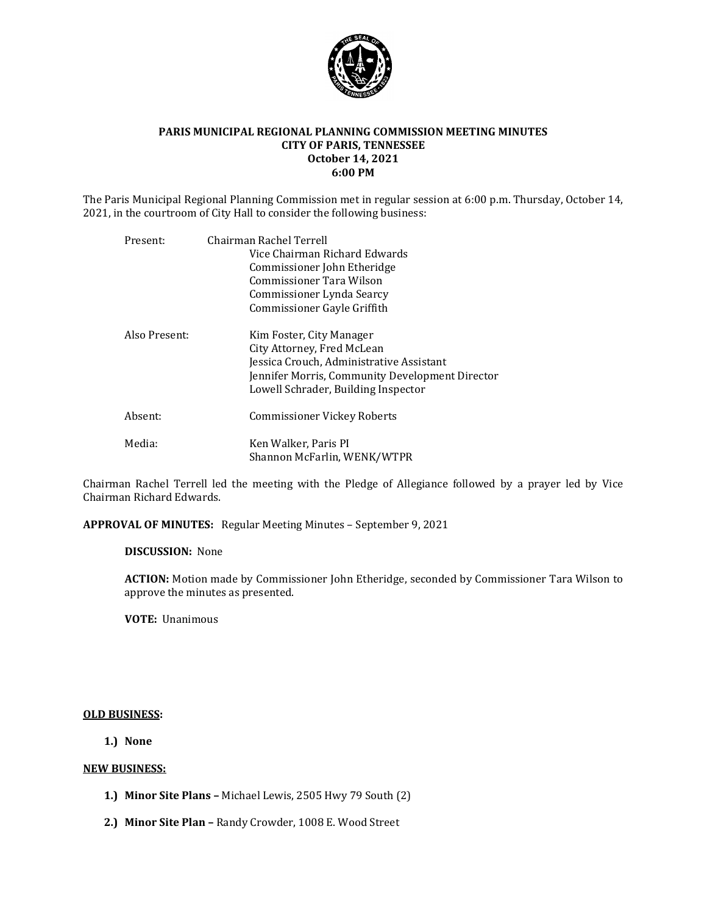# PARIS MUNICIPAL REGIONAL PLANNING COMMISSION MEETING MINUTES
## CITY OF PARIS, TENNESSEE
### October 14, 2021
### 6:00 PM

The Paris Municipal Regional Planning Commission met in regular session at 6:00 p.m. Thursday, October 14, 2021, in the courtroom of City Hall to consider the following business:

Present: Chairman Rachel Terrell
Vice Chairman Richard Edwards
Commissioner John Etheridge
Commissioner Tara Wilson
Commissioner Lynda Searcy
Commissioner Gayle Griffith

Also Present: Kim Foster, City Manager
City Attorney, Fred McLean
Jessica Crouch, Administrative Assistant
Jennifer Morris, Community Development Director
Lowell Schrader, Building Inspector

Absent: Commissioner Vickey Roberts

Media: Ken Walker, Paris PI
Shannon McFarlin, WENK/WTPR

Chairman Rachel Terrell led the meeting with the Pledge of Allegiance followed by a prayer led by Vice Chairman Richard Edwards.

**APPROVAL OF MINUTES:** Regular Meeting Minutes – September 9, 2021

**DISCUSSION:** None

**ACTION:** Motion made by Commissioner John Etheridge, seconded by Commissioner Tara Wilson to approve the minutes as presented.

**VOTE:** Unanimous

**OLD BUSINESS:**

1.) **None**

**NEW BUSINESS:**

1.) **Minor Site Plans –** Michael Lewis, 2505 Hwy 79 South (2)

2.) **Minor Site Plan –** Randy Crowder, 1008 E. Wood Street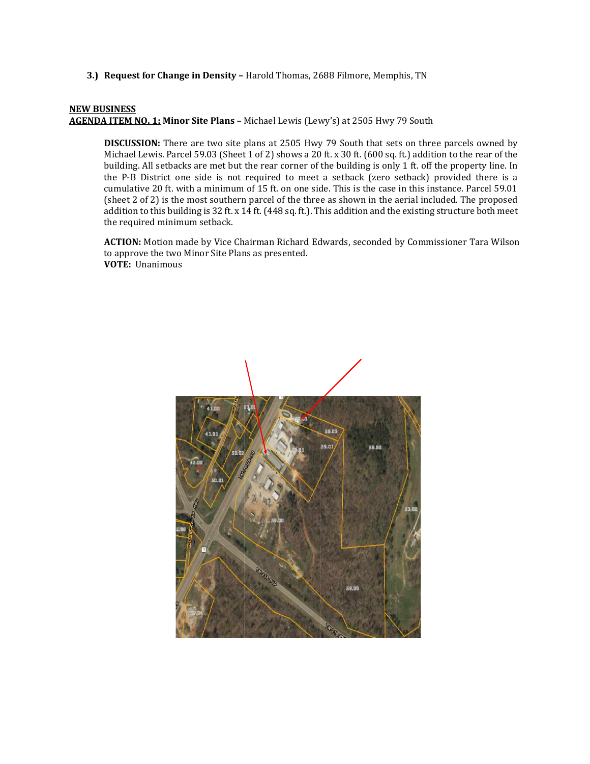3.) **Request for Change in Density –** Harold Thomas, 2688 Filmore, Memphis, TN

**NEW BUSINESS**

**AGENDA ITEM NO. 1: Minor Site Plans –** Michael Lewis (Lewy's) at 2505 Hwy 79 South

**DISCUSSION:** There are two site plans at 2505 Hwy 79 South that sets on three parcels owned by Michael Lewis. Parcel 59.03 (Sheet 1 of 2) shows a 20 ft. x 30 ft. (600 sq. ft.) addition to the rear of the building. All setbacks are met but the rear corner of the building is only 1 ft. off the property line. In the P-B District one side is not required to meet a setback (zero setback) provided there is a cumulative 20 ft. with a minimum of 15 ft. on one side. This is the case in this instance. Parcel 59.01 (sheet 2 of 2) is the most southern parcel of the three as shown in the aerial included. The proposed addition to this building is 32 ft. x 14 ft. (448 sq. ft.). This addition and the existing structure both meet the required minimum setback.

**ACTION:** Motion made by Vice Chairman Richard Edwards, seconded by Commissioner Tara Wilson to approve the two Minor Site Plans as presented.
**VOTE:** Unanimous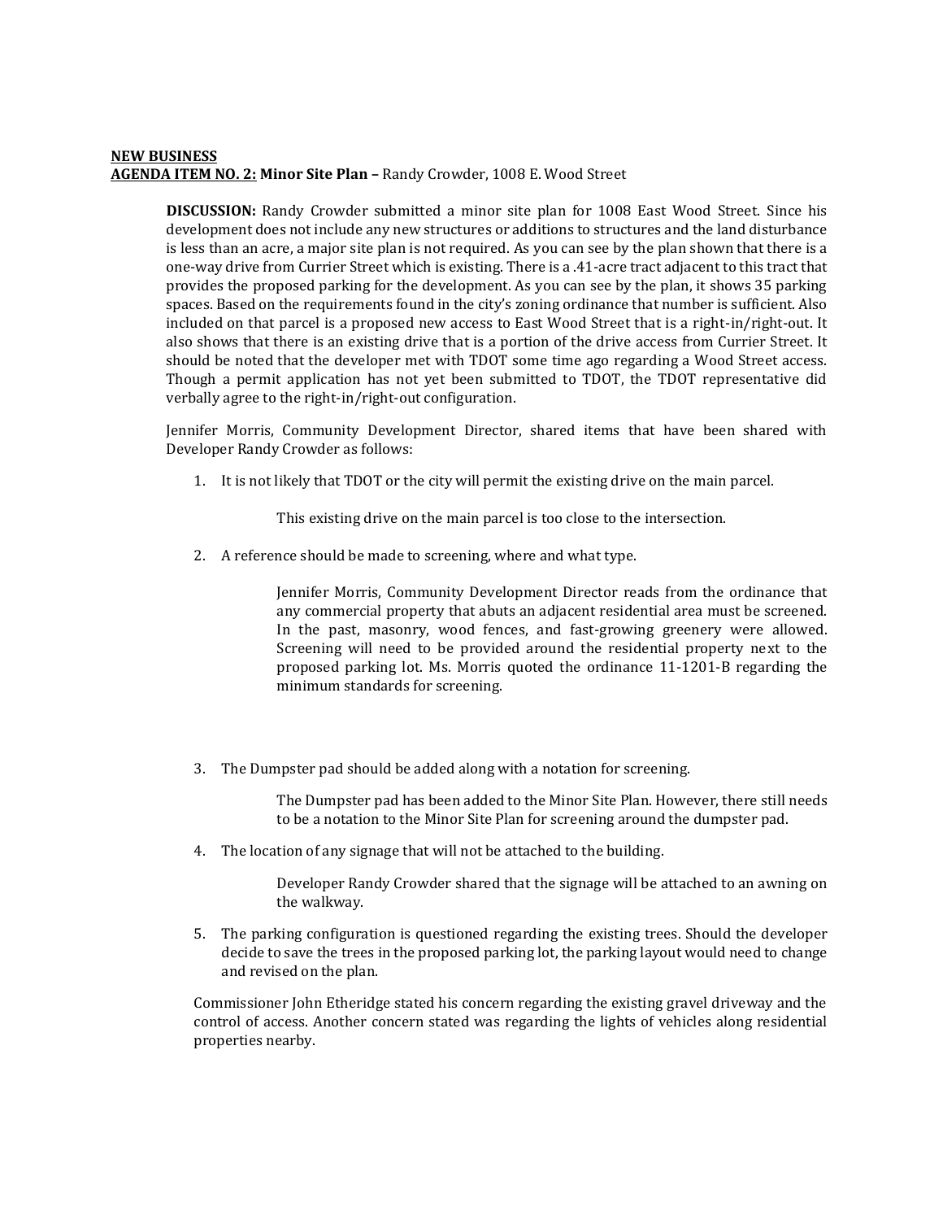**NEW BUSINESS**

**AGENDA ITEM NO. 2: Minor Site Plan –** Randy Crowder, 1008 E. Wood Street

**DISCUSSION:** Randy Crowder submitted a minor site plan for 1008 East Wood Street. Since his development does not include any new structures or additions to structures and the land disturbance is less than an acre, a major site plan is not required. As you can see by the plan shown that there is a one-way drive from Currier Street which is existing. There is a .41-acre tract adjacent to this tract that provides the proposed parking for the development. As you can see by the plan, it shows 35 parking spaces. Based on the requirements found in the city's zoning ordinance that number is sufficient. Also included on that parcel is a proposed new access to East Wood Street that is a right-in/right-out. It also shows that there is an existing drive that is a portion of the drive access from Currier Street. It should be noted that the developer met with TDOT some time ago regarding a Wood Street access. Though a permit application has not yet been submitted to TDOT, the TDOT representative did verbally agree to the right-in/right-out configuration.

Jennifer Morris, Community Development Director, shared items that have been shared with Developer Randy Crowder as follows:

1. It is not likely that TDOT or the city will permit the existing drive on the main parcel.

   This existing drive on the main parcel is too close to the intersection.

2. A reference should be made to screening, where and what type.

   Jennifer Morris, Community Development Director reads from the ordinance that any commercial property that abuts an adjacent residential area must be screened. In the past, masonry, wood fences, and fast-growing greenery were allowed. Screening will need to be provided around the residential property next to the proposed parking lot. Ms. Morris quoted the ordinance 11-1201-B regarding the minimum standards for screening.

3. The Dumpster pad should be added along with a notation for screening.

   The Dumpster pad has been added to the Minor Site Plan. However, there still needs to be a notation to the Minor Site Plan for screening around the dumpster pad.

4. The location of any signage that will not be attached to the building.

   Developer Randy Crowder shared that the signage will be attached to an awning on the walkway.

5. The parking configuration is questioned regarding the existing trees. Should the developer decide to save the trees in the proposed parking lot, the parking layout would need to change and revised on the plan.

Commissioner John Etheridge stated his concern regarding the existing gravel driveway and the control of access. Another concern stated was regarding the lights of vehicles along residential properties nearby.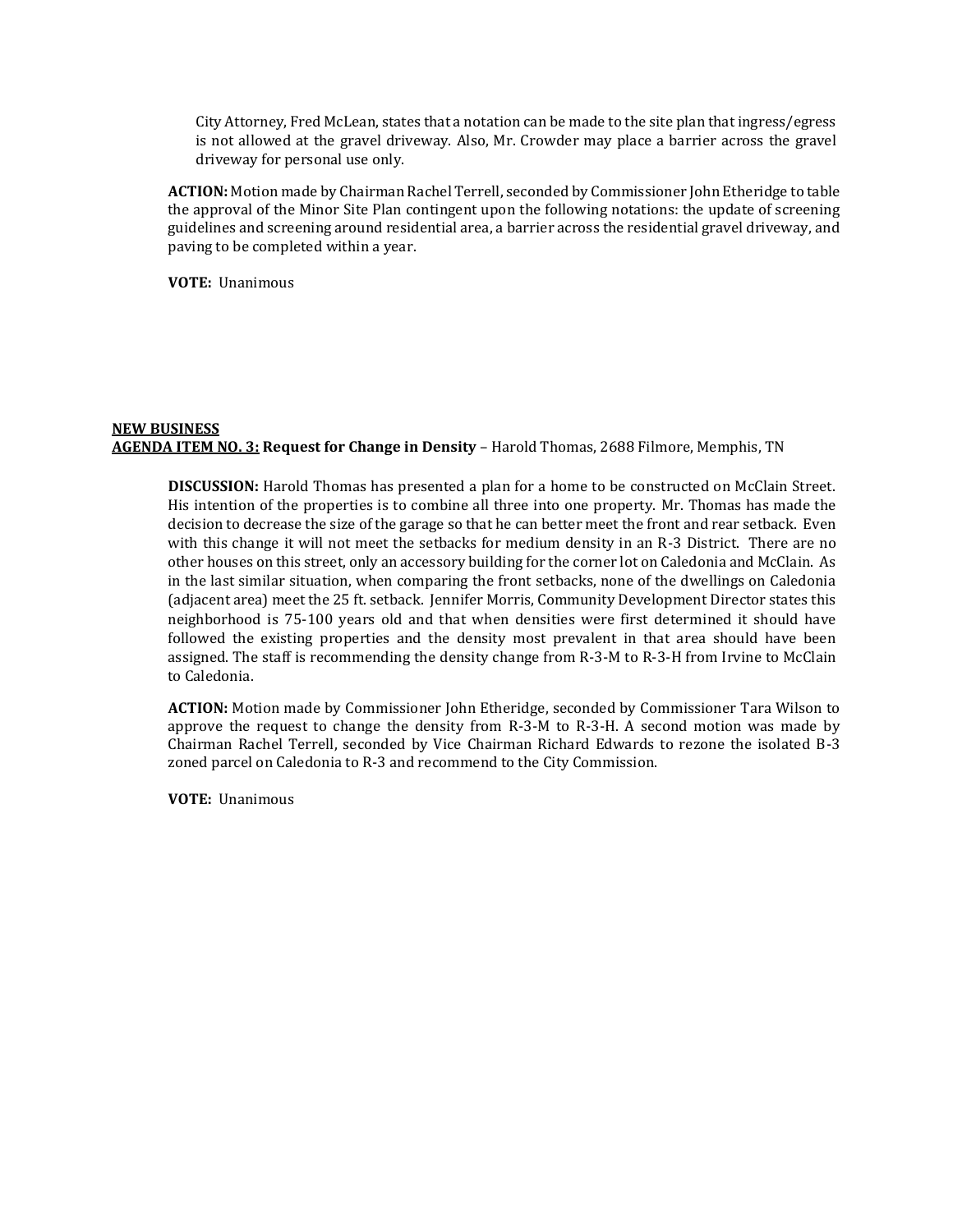City Attorney, Fred McLean, states that a notation can be made to the site plan that ingress/egress is not allowed at the gravel driveway. Also, Mr. Crowder may place a barrier across the gravel driveway for personal use only.

**ACTION:** Motion made by Chairman Rachel Terrell, seconded by Commissioner John Etheridge to table the approval of the Minor Site Plan contingent upon the following notations: the update of screening guidelines and screening around residential area, a barrier across the residential gravel driveway, and paving to be completed within a year.

**VOTE:** Unanimous

**NEW BUSINESS**

**AGENDA ITEM NO. 3: Request for Change in Density** – Harold Thomas, 2688 Filmore, Memphis, TN

**DISCUSSION:** Harold Thomas has presented a plan for a home to be constructed on McClain Street. His intention of the properties is to combine all three into one property. Mr. Thomas has made the decision to decrease the size of the garage so that he can better meet the front and rear setback. Even with this change it will not meet the setbacks for medium density in an R-3 District. There are no other houses on this street, only an accessory building for the corner lot on Caledonia and McClain. As in the last similar situation, when comparing the front setbacks, none of the dwellings on Caledonia (adjacent area) meet the 25 ft. setback. Jennifer Morris, Community Development Director states this neighborhood is 75-100 years old and that when densities were first determined it should have followed the existing properties and the density most prevalent in that area should have been assigned. The staff is recommending the density change from R-3-M to R-3-H from Irvine to McClain to Caledonia.

**ACTION:** Motion made by Commissioner John Etheridge, seconded by Commissioner Tara Wilson to approve the request to change the density from R-3-M to R-3-H. A second motion was made by Chairman Rachel Terrell, seconded by Vice Chairman Richard Edwards to rezone the isolated B-3 zoned parcel on Caledonia to R-3 and recommend to the City Commission.

**VOTE:** Unanimous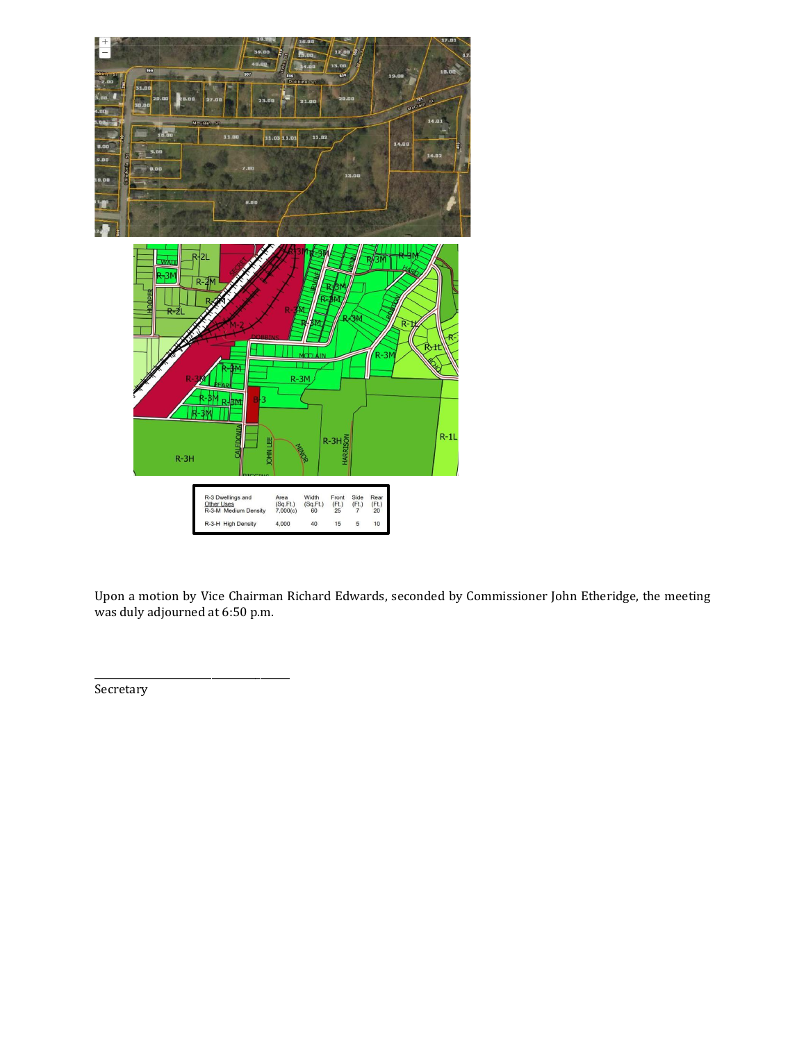| R-3 Dwellings and Other Uses | Area (Sq.Ft.) | Width (Sq.Ft.) | Front (Ft.) | Side (Ft.) | Rear (Ft.) |
|---|---|---|---|---|---|
| R-3-M Medium Density | 7,000(c) | 60 | 25 | 7 | 20 |
| R-3-H High Density | 4,000 | 40 | 15 | 5 | 10 |

Upon a motion by Vice Chairman Richard Edwards, seconded by Commissioner John Etheridge, the meeting was duly adjourned at 6:50 p.m.

_______________________________________

Secretary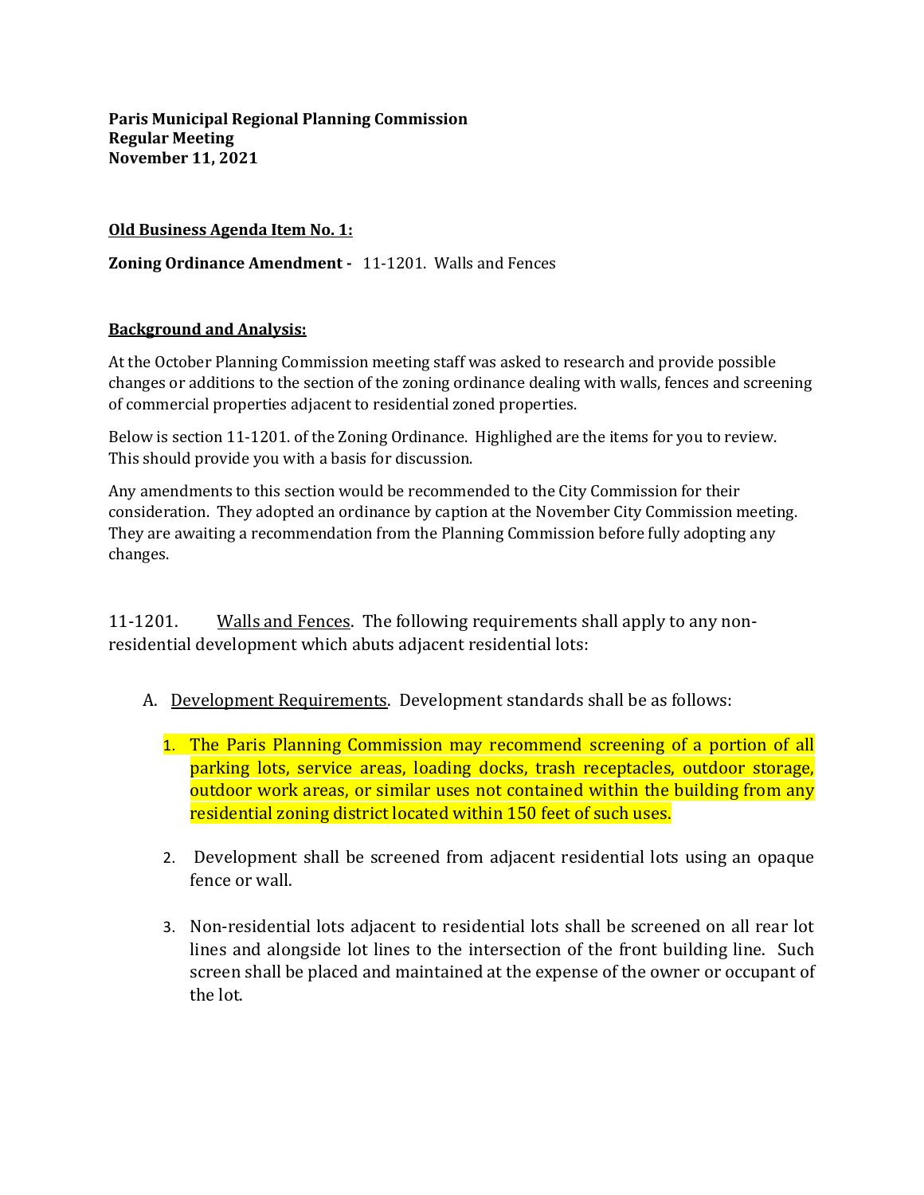**Paris Municipal Regional Planning Commission**
**Regular Meeting**
**November 11, 2021**

**Old Business Agenda Item No. 1:**

**Zoning Ordinance Amendment -** 11-1201. Walls and Fences

**Background and Analysis:**

At the October Planning Commission meeting staff was asked to research and provide possible changes or additions to the section of the zoning ordinance dealing with walls, fences and screening of commercial properties adjacent to residential zoned properties.

Below is section 11-1201. of the Zoning Ordinance. Highlighed are the items for you to review. This should provide you with a basis for discussion.

Any amendments to this section would be recommended to the City Commission for their consideration. They adopted an ordinance by caption at the November City Commission meeting. They are awaiting a recommendation from the Planning Commission before fully adopting any changes.

11-1201. Walls and Fences. The following requirements shall apply to any non-residential development which abuts adjacent residential lots:

A. Development Requirements. Development standards shall be as follows:

1. The Paris Planning Commission may recommend screening of a portion of all parking lots, service areas, loading docks, trash receptacles, outdoor storage, outdoor work areas, or similar uses not contained within the building from any residential zoning district located within 150 feet of such uses.

2. Development shall be screened from adjacent residential lots using an opaque fence or wall.

3. Non-residential lots adjacent to residential lots shall be screened on all rear lot lines and alongside lot lines to the intersection of the front building line. Such screen shall be placed and maintained at the expense of the owner or occupant of the lot.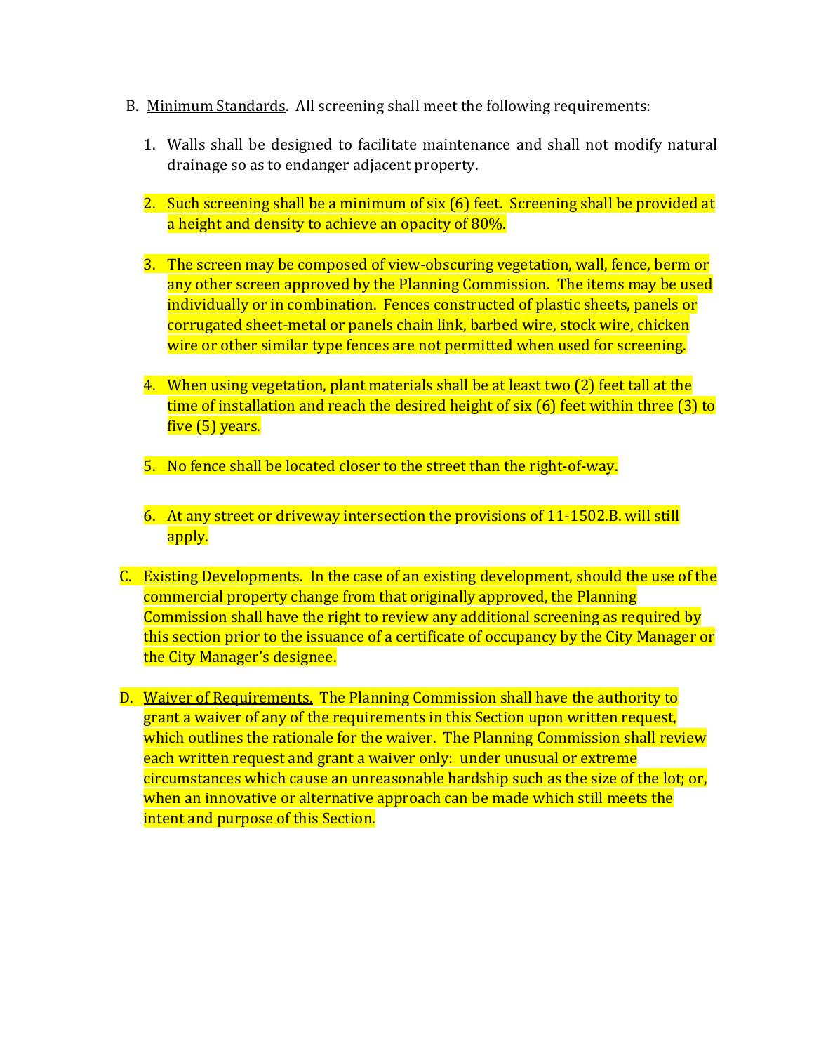B. Minimum Standards. All screening shall meet the following requirements:

1. Walls shall be designed to facilitate maintenance and shall not modify natural drainage so as to endanger adjacent property.

2. Such screening shall be a minimum of six (6) feet. Screening shall be provided at a height and density to achieve an opacity of 80%.

3. The screen may be composed of view-obscuring vegetation, wall, fence, berm or any other screen approved by the Planning Commission. The items may be used individually or in combination. Fences constructed of plastic sheets, panels or corrugated sheet-metal or panels chain link, barbed wire, stock wire, chicken wire or other similar type fences are not permitted when used for screening.

4. When using vegetation, plant materials shall be at least two (2) feet tall at the time of installation and reach the desired height of six (6) feet within three (3) to five (5) years.

5. No fence shall be located closer to the street than the right-of-way.

6. At any street or driveway intersection the provisions of 11-1502.B. will still apply.

C. Existing Developments. In the case of an existing development, should the use of the commercial property change from that originally approved, the Planning Commission shall have the right to review any additional screening as required by this section prior to the issuance of a certificate of occupancy by the City Manager or the City Manager's designee.

D. Waiver of Requirements. The Planning Commission shall have the authority to grant a waiver of any of the requirements in this Section upon written request, which outlines the rationale for the waiver. The Planning Commission shall review each written request and grant a waiver only: under unusual or extreme circumstances which cause an unreasonable hardship such as the size of the lot; or, when an innovative or alternative approach can be made which still meets the intent and purpose of this Section.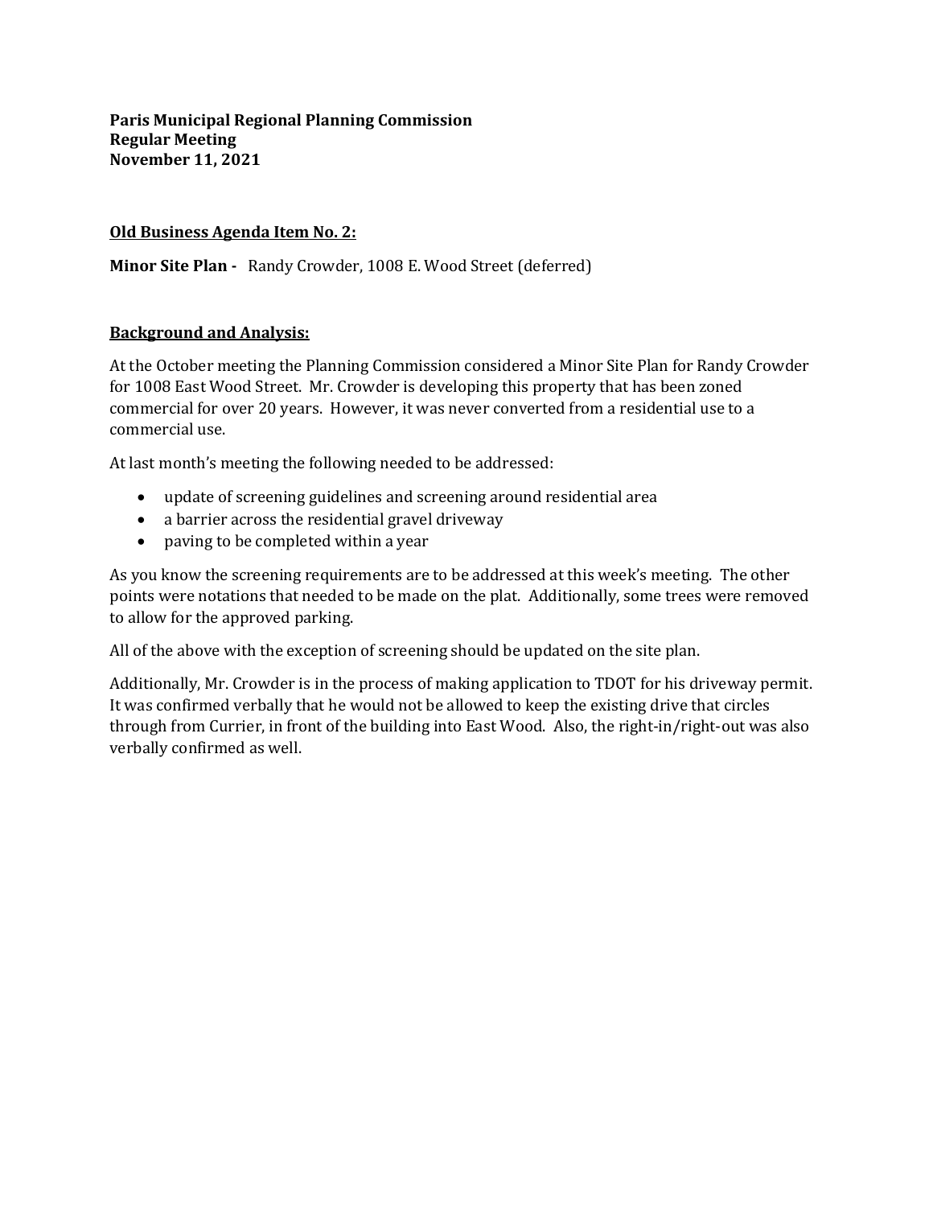**Paris Municipal Regional Planning Commission**
**Regular Meeting**
**November 11, 2021**

**Old Business Agenda Item No. 2:**

**Minor Site Plan -** Randy Crowder, 1008 E. Wood Street (deferred)

**Background and Analysis:**

At the October meeting the Planning Commission considered a Minor Site Plan for Randy Crowder for 1008 East Wood Street. Mr. Crowder is developing this property that has been zoned commercial for over 20 years. However, it was never converted from a residential use to a commercial use.

At last month's meeting the following needed to be addressed:

- update of screening guidelines and screening around residential area
- a barrier across the residential gravel driveway
- paving to be completed within a year

As you know the screening requirements are to be addressed at this week's meeting. The other points were notations that needed to be made on the plat. Additionally, some trees were removed to allow for the approved parking.

All of the above with the exception of screening should be updated on the site plan.

Additionally, Mr. Crowder is in the process of making application to TDOT for his driveway permit. It was confirmed verbally that he would not be allowed to keep the existing drive that circles through from Currier, in front of the building into East Wood. Also, the right-in/right-out was also verbally confirmed as well.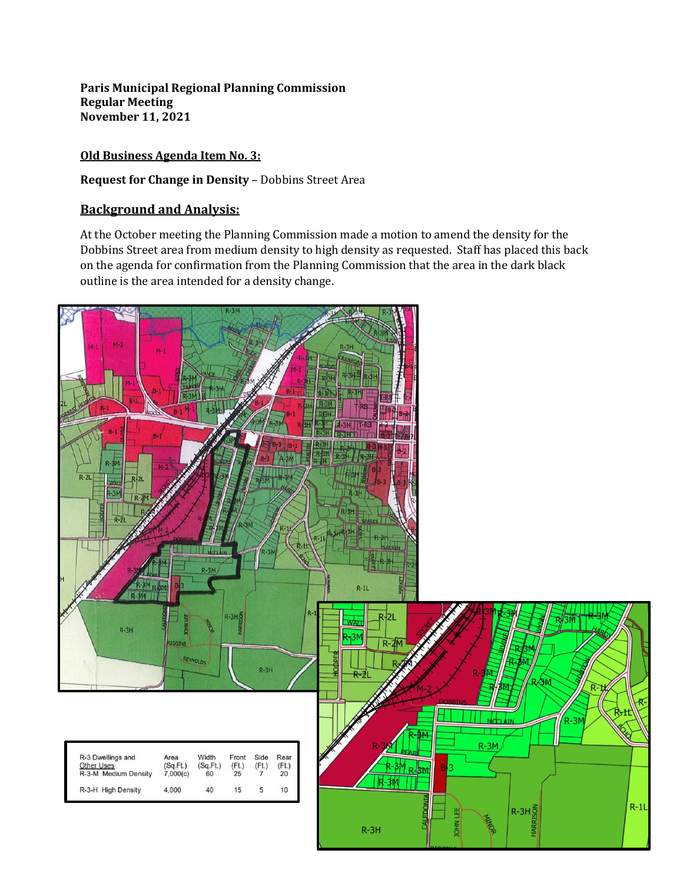**Paris Municipal Regional Planning Commission**
**Regular Meeting**
**November 11, 2021**

**Old Business Agenda Item No. 3:**

**Request for Change in Density** – Dobbins Street Area

## Background and Analysis:

At the October meeting the Planning Commission made a motion to amend the density for the Dobbins Street area from medium density to high density as requested. Staff has placed this back on the agenda for confirmation from the Planning Commission that the area in the dark black outline is the area intended for a density change.

| R-3 Dwellings and Other Uses | Area (Sq.Ft.) | Width (Sq.Ft.) | Front (Ft.) | Side (Ft.) | Rear (Ft.) |
|---|---|---|---|---|---|
| R-3-M Medium Density | 7,000(c) | 60 | 25 | 7 | 20 |
| R-3-H High Density | 4,000 | 40 | 15 | 5 | 10 |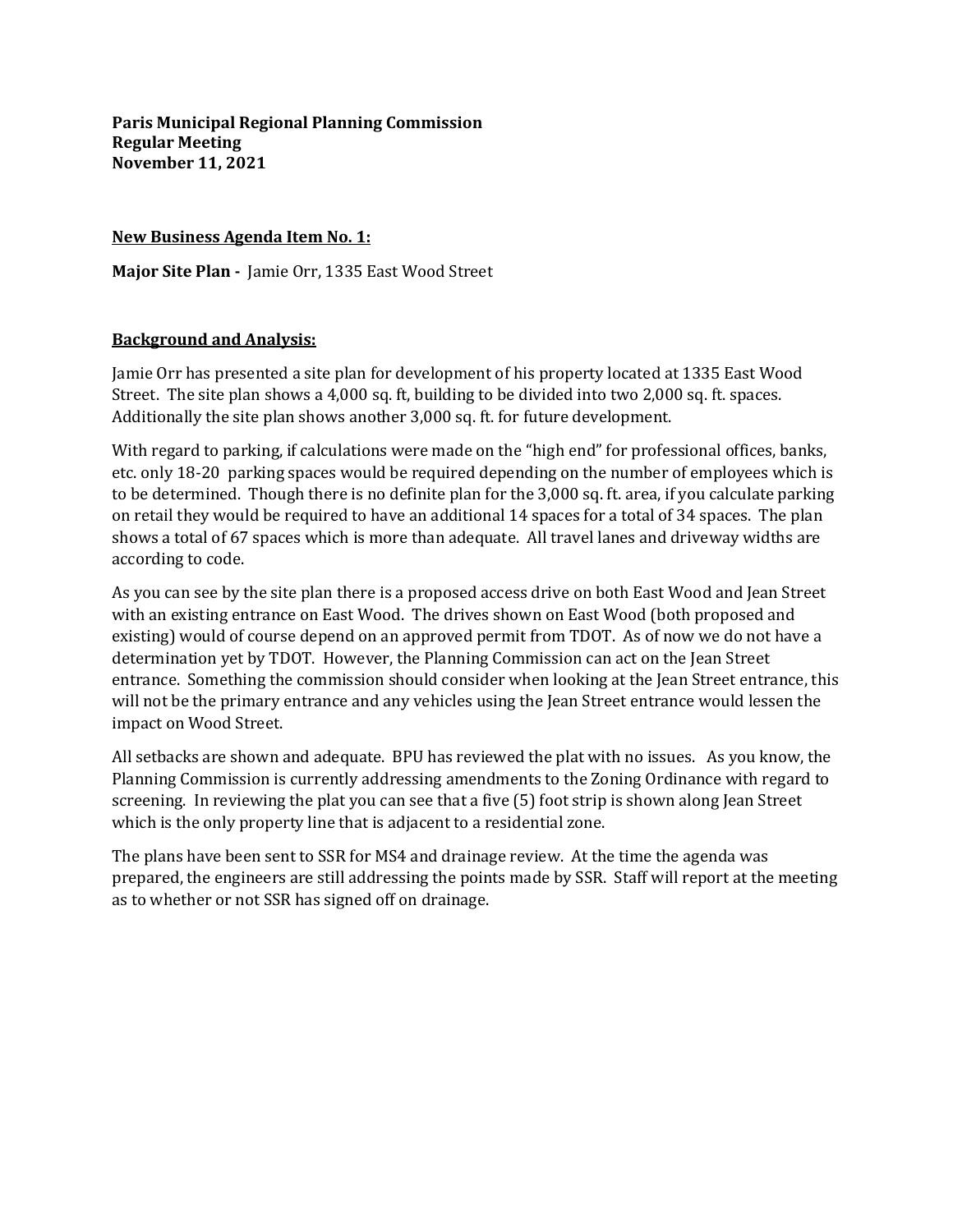**Paris Municipal Regional Planning Commission**
**Regular Meeting**
**November 11, 2021**

**New Business Agenda Item No. 1:**

**Major Site Plan -** Jamie Orr, 1335 East Wood Street

**Background and Analysis:**

Jamie Orr has presented a site plan for development of his property located at 1335 East Wood Street. The site plan shows a 4,000 sq. ft, building to be divided into two 2,000 sq. ft. spaces. Additionally the site plan shows another 3,000 sq. ft. for future development.

With regard to parking, if calculations were made on the "high end" for professional offices, banks, etc. only 18-20 parking spaces would be required depending on the number of employees which is to be determined. Though there is no definite plan for the 3,000 sq. ft. area, if you calculate parking on retail they would be required to have an additional 14 spaces for a total of 34 spaces. The plan shows a total of 67 spaces which is more than adequate. All travel lanes and driveway widths are according to code.

As you can see by the site plan there is a proposed access drive on both East Wood and Jean Street with an existing entrance on East Wood. The drives shown on East Wood (both proposed and existing) would of course depend on an approved permit from TDOT. As of now we do not have a determination yet by TDOT. However, the Planning Commission can act on the Jean Street entrance. Something the commission should consider when looking at the Jean Street entrance, this will not be the primary entrance and any vehicles using the Jean Street entrance would lessen the impact on Wood Street.

All setbacks are shown and adequate. BPU has reviewed the plat with no issues. As you know, the Planning Commission is currently addressing amendments to the Zoning Ordinance with regard to screening. In reviewing the plat you can see that a five (5) foot strip is shown along Jean Street which is the only property line that is adjacent to a residential zone.

The plans have been sent to SSR for MS4 and drainage review. At the time the agenda was prepared, the engineers are still addressing the points made by SSR. Staff will report at the meeting as to whether or not SSR has signed off on drainage.